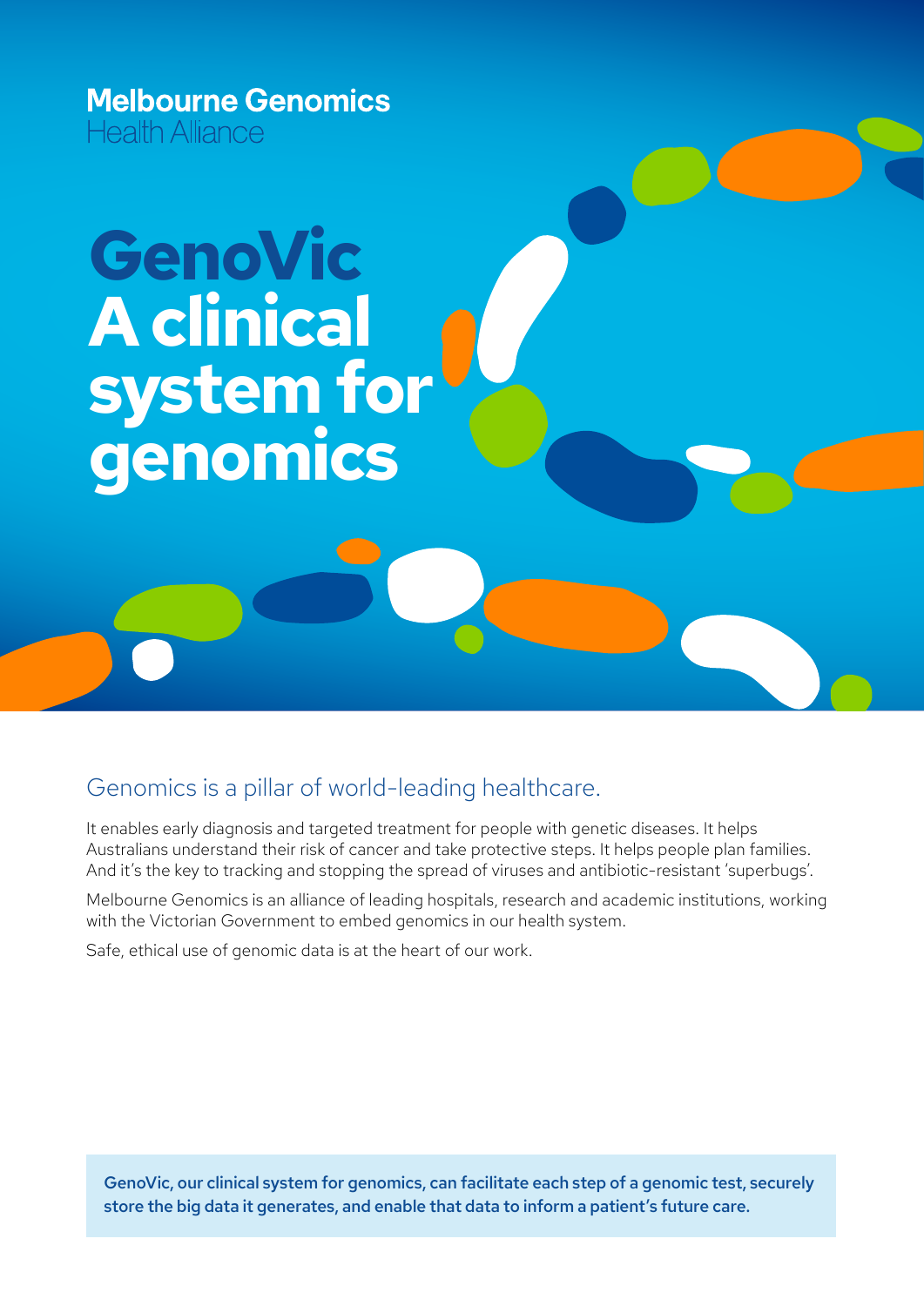**Melbourne Genomics**
Health Alliance

# GenoVic A clinical system for genomics

## Genomics is a pillar of world-leading healthcare.

It enables early diagnosis and targeted treatment for people with genetic diseases. It helps Australians understand their risk of cancer and take protective steps. It helps people plan families. And it's the key to tracking and stopping the spread of viruses and antibiotic-resistant 'superbugs'.

Melbourne Genomics is an alliance of leading hospitals, research and academic institutions, working with the Victorian Government to embed genomics in our health system.

Safe, ethical use of genomic data is at the heart of our work.

**GenoVic, our clinical system for genomics, can facilitate each step of a genomic test, securely store the big data it generates, and enable that data to inform a patient's future care.**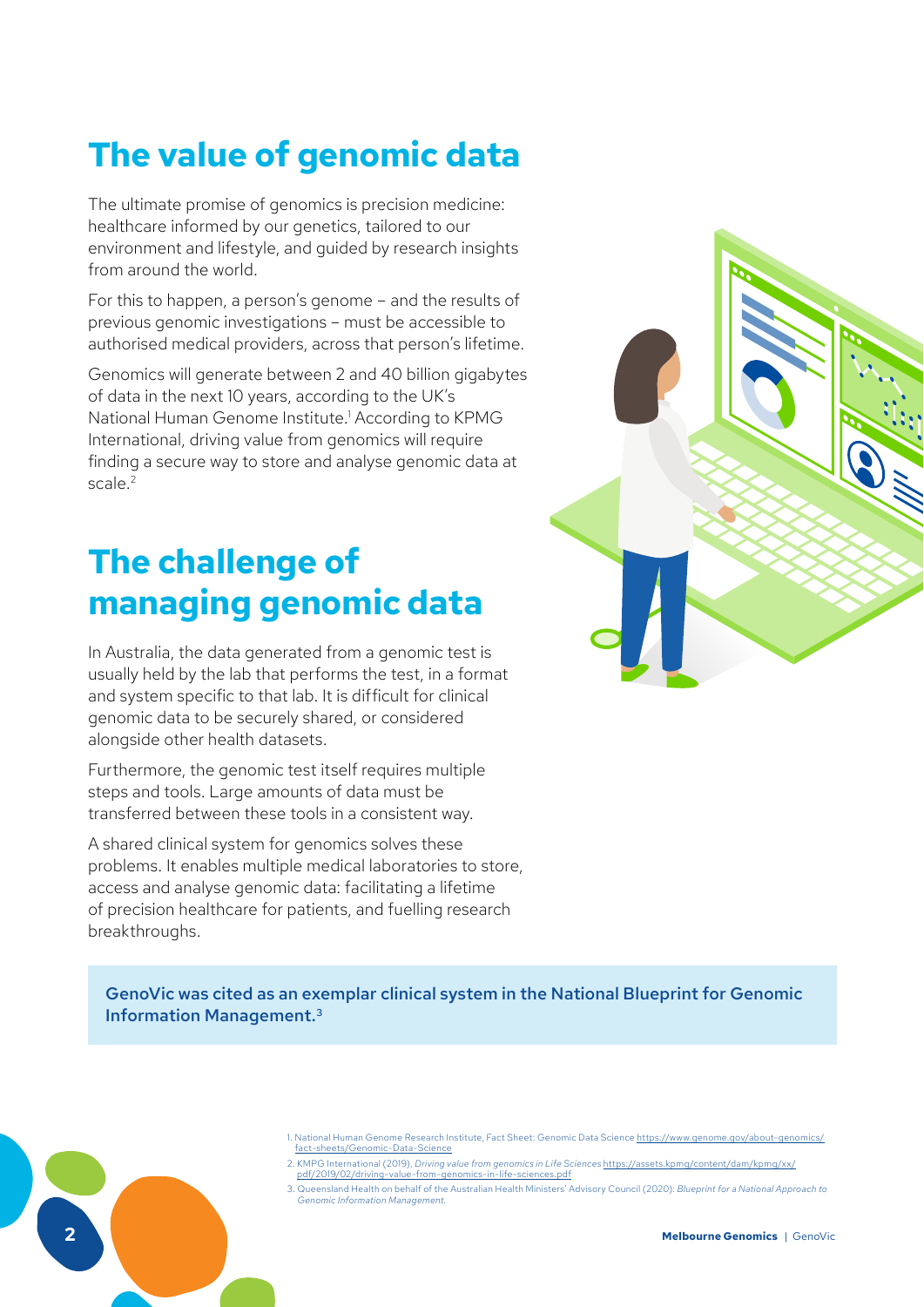# The value of genomic data

The ultimate promise of genomics is precision medicine: healthcare informed by our genetics, tailored to our environment and lifestyle, and guided by research insights from around the world.

For this to happen, a person's genome – and the results of previous genomic investigations – must be accessible to authorised medical providers, across that person's lifetime.

Genomics will generate between 2 and 40 billion gigabytes of data in the next 10 years, according to the UK's National Human Genome Institute.[1] According to KPMG International, driving value from genomics will require finding a secure way to store and analyse genomic data at scale.[2]

# The challenge of managing genomic data

In Australia, the data generated from a genomic test is usually held by the lab that performs the test, in a format and system specific to that lab. It is difficult for clinical genomic data to be securely shared, or considered alongside other health datasets.

Furthermore, the genomic test itself requires multiple steps and tools. Large amounts of data must be transferred between these tools in a consistent way.

A shared clinical system for genomics solves these problems. It enables multiple medical laboratories to store, access and analyse genomic data: facilitating a lifetime of precision healthcare for patients, and fuelling research breakthroughs.

GenoVic was cited as an exemplar clinical system in the National Blueprint for Genomic Information Management.[3]

1. National Human Genome Research Institute, Fact Sheet: Genomic Data Science https://www.genome.gov/about-genomics/fact-sheets/Genomic-Data-Science
2. KMPG International (2019), *Driving value from genomics in Life Sciences* https://assets.kpmg/content/dam/kpmg/xx/pdf/2019/02/driving-value-from-genomics-in-life-sciences.pdf
3. Queensland Health on behalf of the Australian Health Ministers' Advisory Council (2020): *Blueprint for a National Approach to Genomic Information Management.*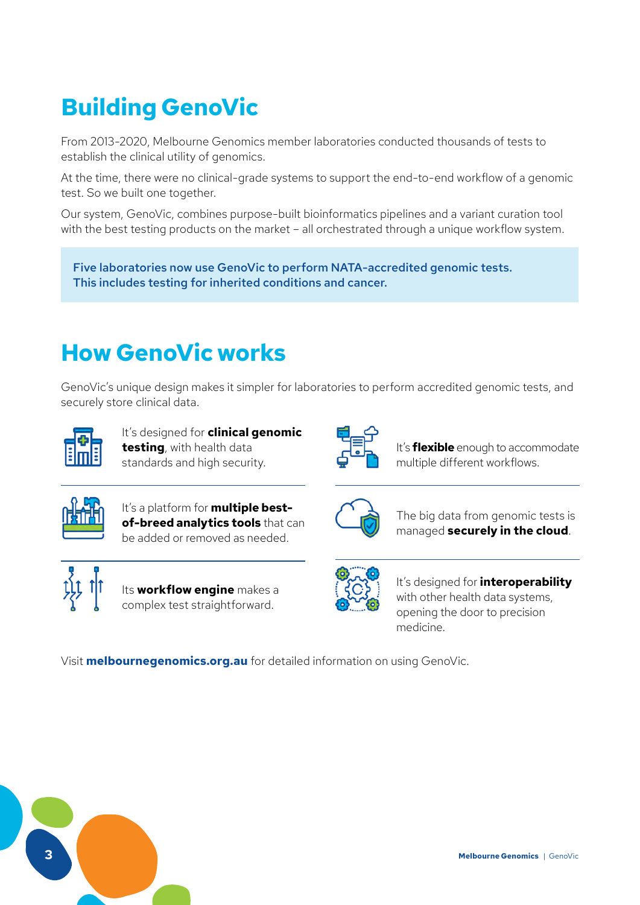## Building GenoVic

From 2013-2020, Melbourne Genomics member laboratories conducted thousands of tests to establish the clinical utility of genomics.

At the time, there were no clinical-grade systems to support the end-to-end workflow of a genomic test. So we built one together.

Our system, GenoVic, combines purpose-built bioinformatics pipelines and a variant curation tool with the best testing products on the market – all orchestrated through a unique workflow system.

> Five laboratories now use GenoVic to perform NATA-accredited genomic tests. This includes testing for inherited conditions and cancer.

## How GenoVic works

GenoVic's unique design makes it simpler for laboratories to perform accredited genomic tests, and securely store clinical data.

- It's designed for **clinical genomic testing**, with health data standards and high security.
- It's a platform for **multiple best-of-breed analytics tools** that can be added or removed as needed.
- Its **workflow engine** makes a complex test straightforward.
- It's **flexible** enough to accommodate multiple different workflows.
- The big data from genomic tests is managed **securely in the cloud**.
- It's designed for **interoperability** with other health data systems, opening the door to precision medicine.

Visit **melbournegenomics.org.au** for detailed information on using GenoVic.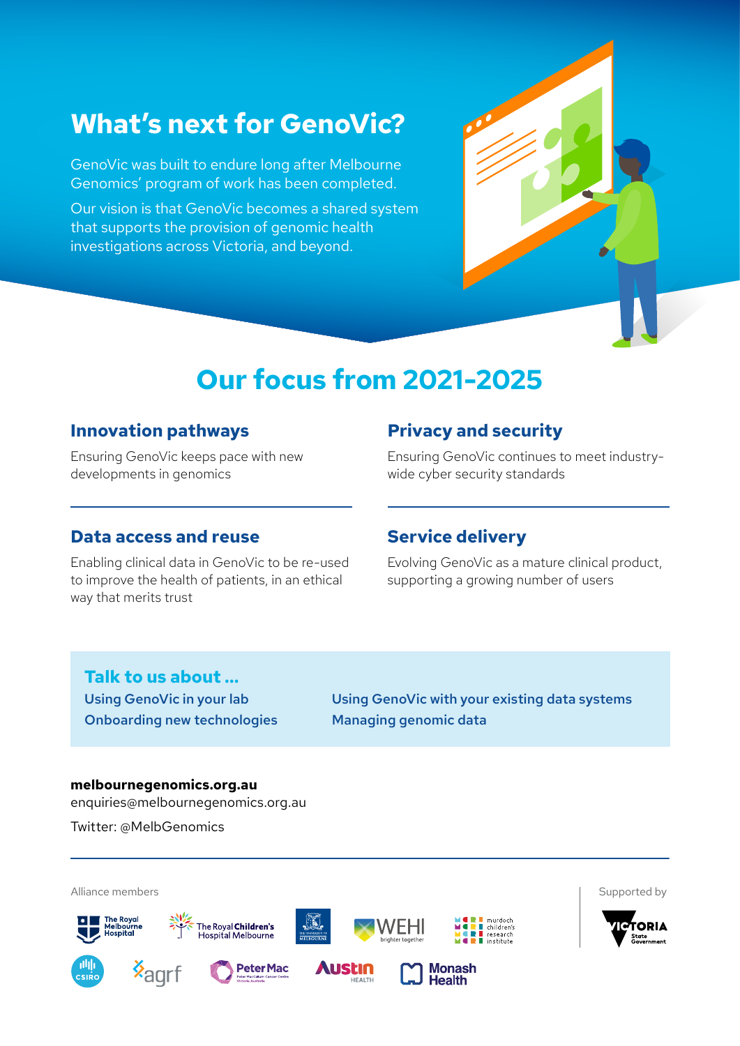# What's next for GenoVic?

GenoVic was built to endure long after Melbourne Genomics' program of work has been completed.

Our vision is that GenoVic becomes a shared system that supports the provision of genomic health investigations across Victoria, and beyond.

## Our focus from 2021-2025

### Innovation pathways

Ensuring GenoVic keeps pace with new developments in genomics

### Privacy and security

Ensuring GenoVic continues to meet industry-wide cyber security standards

### Data access and reuse

Enabling clinical data in GenoVic to be re-used to improve the health of patients, in an ethical way that merits trust

### Service delivery

Evolving GenoVic as a mature clinical product, supporting a growing number of users

### Talk to us about ...

- Using GenoVic in your lab
- Onboarding new technologies
- Using GenoVic with your existing data systems
- Managing genomic data

**melbournegenomics.org.au**
enquiries@melbournegenomics.org.au

Twitter: @MelbGenomics

Alliance members

The Royal Melbourne Hospital
The Royal Children's Hospital Melbourne
The University of Melbourne
WEHI brighter together
Murdoch Children's Research Institute
CSIRO
agrf
Peter Mac Peter MacCallum Cancer Centre Victoria, Australia
Austin Health
Monash Health

Supported by

Victoria State Government